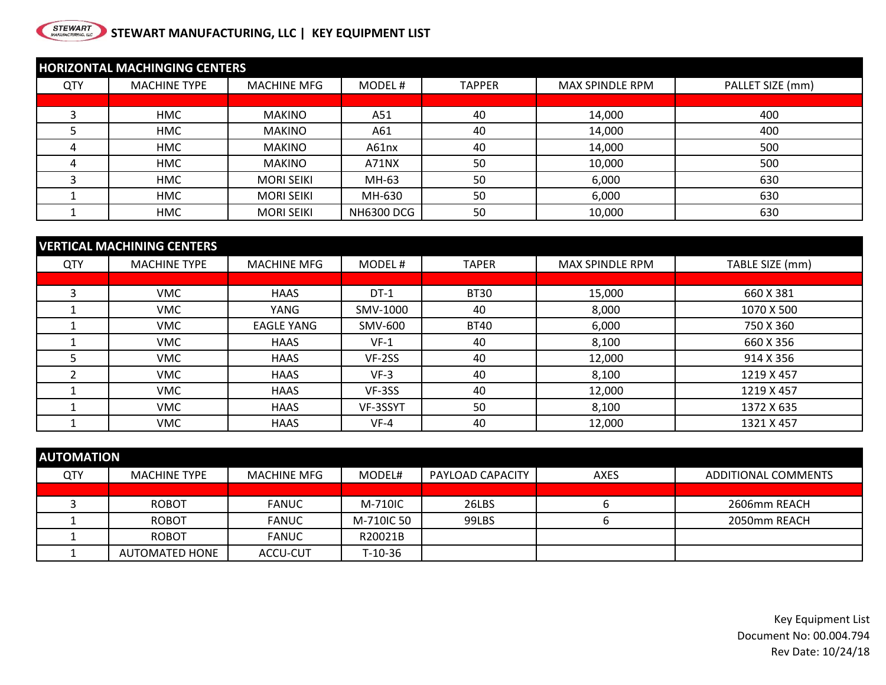# STEWART MANUFACTURING, LLC | KEY EQUIPMENT LIST

## HORIZONTAL MACHINGING CENTERS

| QTY | MACHINE TYPE | MACHINE MFG | MODEL # | TAPPER | MAX SPINDLE RPM | PALLET SIZE (mm) |
|---|---|---|---|---|---|---|
| 3 | HMC | MAKINO | A51 | 40 | 14,000 | 400 |
| 5 | HMC | MAKINO | A61 | 40 | 14,000 | 400 |
| 4 | HMC | MAKINO | A61nx | 40 | 14,000 | 500 |
| 4 | HMC | MAKINO | A71NX | 50 | 10,000 | 500 |
| 3 | HMC | MORI SEIKI | MH-63 | 50 | 6,000 | 630 |
| 1 | HMC | MORI SEIKI | MH-630 | 50 | 6,000 | 630 |
| 1 | HMC | MORI SEIKI | NH6300 DCG | 50 | 10,000 | 630 |

## VERTICAL MACHINING CENTERS

| QTY | MACHINE TYPE | MACHINE MFG | MODEL # | TAPER | MAX SPINDLE RPM | TABLE SIZE (mm) |
|---|---|---|---|---|---|---|
| 3 | VMC | HAAS | DT-1 | BT30 | 15,000 | 660 X 381 |
| 1 | VMC | YANG | SMV-1000 | 40 | 8,000 | 1070 X 500 |
| 1 | VMC | EAGLE YANG | SMV-600 | BT40 | 6,000 | 750 X 360 |
| 1 | VMC | HAAS | VF-1 | 40 | 8,100 | 660 X 356 |
| 5 | VMC | HAAS | VF-2SS | 40 | 12,000 | 914 X 356 |
| 2 | VMC | HAAS | VF-3 | 40 | 8,100 | 1219 X 457 |
| 1 | VMC | HAAS | VF-3SS | 40 | 12,000 | 1219 X 457 |
| 1 | VMC | HAAS | VF-3SSYT | 50 | 8,100 | 1372 X 635 |
| 1 | VMC | HAAS | VF-4 | 40 | 12,000 | 1321 X 457 |

## AUTOMATION

| QTY | MACHINE TYPE | MACHINE MFG | MODEL# | PAYLOAD CAPACITY | AXES | ADDITIONAL COMMENTS |
|---|---|---|---|---|---|---|
| 3 | ROBOT | FANUC | M-710IC | 26LBS | 6 | 2606mm REACH |
| 1 | ROBOT | FANUC | M-710IC 50 | 99LBS | 6 | 2050mm REACH |
| 1 | ROBOT | FANUC | R20021B | | | |
| 1 | AUTOMATED HONE | ACCU-CUT | T-10-36 | | | |

Key Equipment List
Document No: 00.004.794
Rev Date: 10/24/18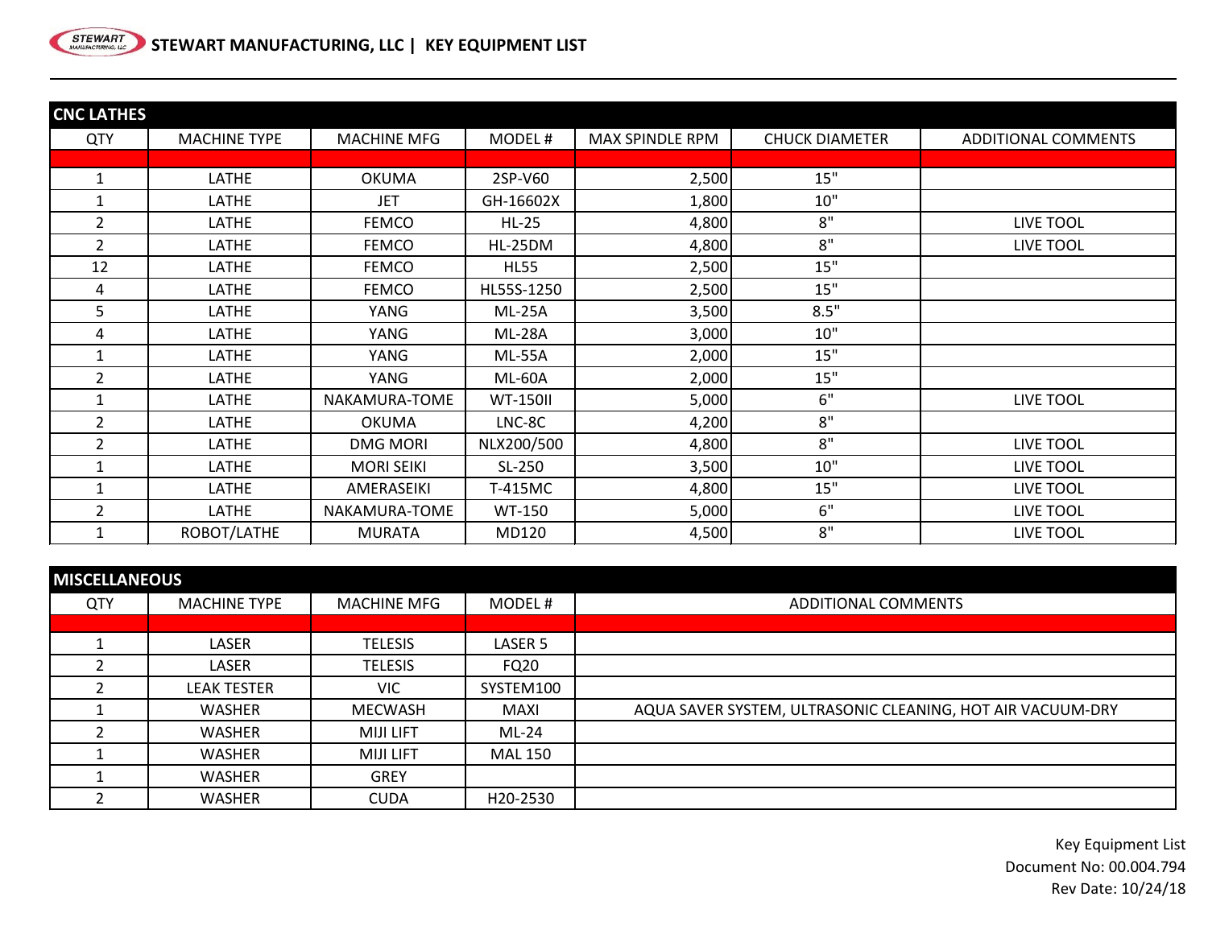STEWART MANUFACTURING, LLC | KEY EQUIPMENT LIST

## CNC LATHES

| QTY | MACHINE TYPE | MACHINE MFG | MODEL # | MAX SPINDLE RPM | CHUCK DIAMETER | ADDITIONAL COMMENTS |
|---|---|---|---|---|---|---|
| 1 | LATHE | OKUMA | 2SP-V60 | 2,500 | 15" | |
| 1 | LATHE | JET | GH-16602X | 1,800 | 10" | |
| 2 | LATHE | FEMCO | HL-25 | 4,800 | 8" | LIVE TOOL |
| 2 | LATHE | FEMCO | HL-25DM | 4,800 | 8" | LIVE TOOL |
| 12 | LATHE | FEMCO | HL55 | 2,500 | 15" | |
| 4 | LATHE | FEMCO | HL55S-1250 | 2,500 | 15" | |
| 5 | LATHE | YANG | ML-25A | 3,500 | 8.5" | |
| 4 | LATHE | YANG | ML-28A | 3,000 | 10" | |
| 1 | LATHE | YANG | ML-55A | 2,000 | 15" | |
| 2 | LATHE | YANG | ML-60A | 2,000 | 15" | |
| 1 | LATHE | NAKAMURA-TOME | WT-150II | 5,000 | 6" | LIVE TOOL |
| 2 | LATHE | OKUMA | LNC-8C | 4,200 | 8" | |
| 2 | LATHE | DMG MORI | NLX200/500 | 4,800 | 8" | LIVE TOOL |
| 1 | LATHE | MORI SEIKI | SL-250 | 3,500 | 10" | LIVE TOOL |
| 1 | LATHE | AMERASEIKI | T-415MC | 4,800 | 15" | LIVE TOOL |
| 2 | LATHE | NAKAMURA-TOME | WT-150 | 5,000 | 6" | LIVE TOOL |
| 1 | ROBOT/LATHE | MURATA | MD120 | 4,500 | 8" | LIVE TOOL |

## MISCELLANEOUS

| QTY | MACHINE TYPE | MACHINE MFG | MODEL # | ADDITIONAL COMMENTS |
|---|---|---|---|---|
| 1 | LASER | TELESIS | LASER 5 | |
| 2 | LASER | TELESIS | FQ20 | |
| 2 | LEAK TESTER | VIC | SYSTEM100 | |
| 1 | WASHER | MECWASH | MAXI | AQUA SAVER SYSTEM, ULTRASONIC CLEANING, HOT AIR VACUUM-DRY |
| 2 | WASHER | MIJI LIFT | ML-24 | |
| 1 | WASHER | MIJI LIFT | MAL 150 | |
| 1 | WASHER | GREY | | |
| 2 | WASHER | CUDA | H20-2530 | |

Key Equipment List
Document No: 00.004.794
Rev Date: 10/24/18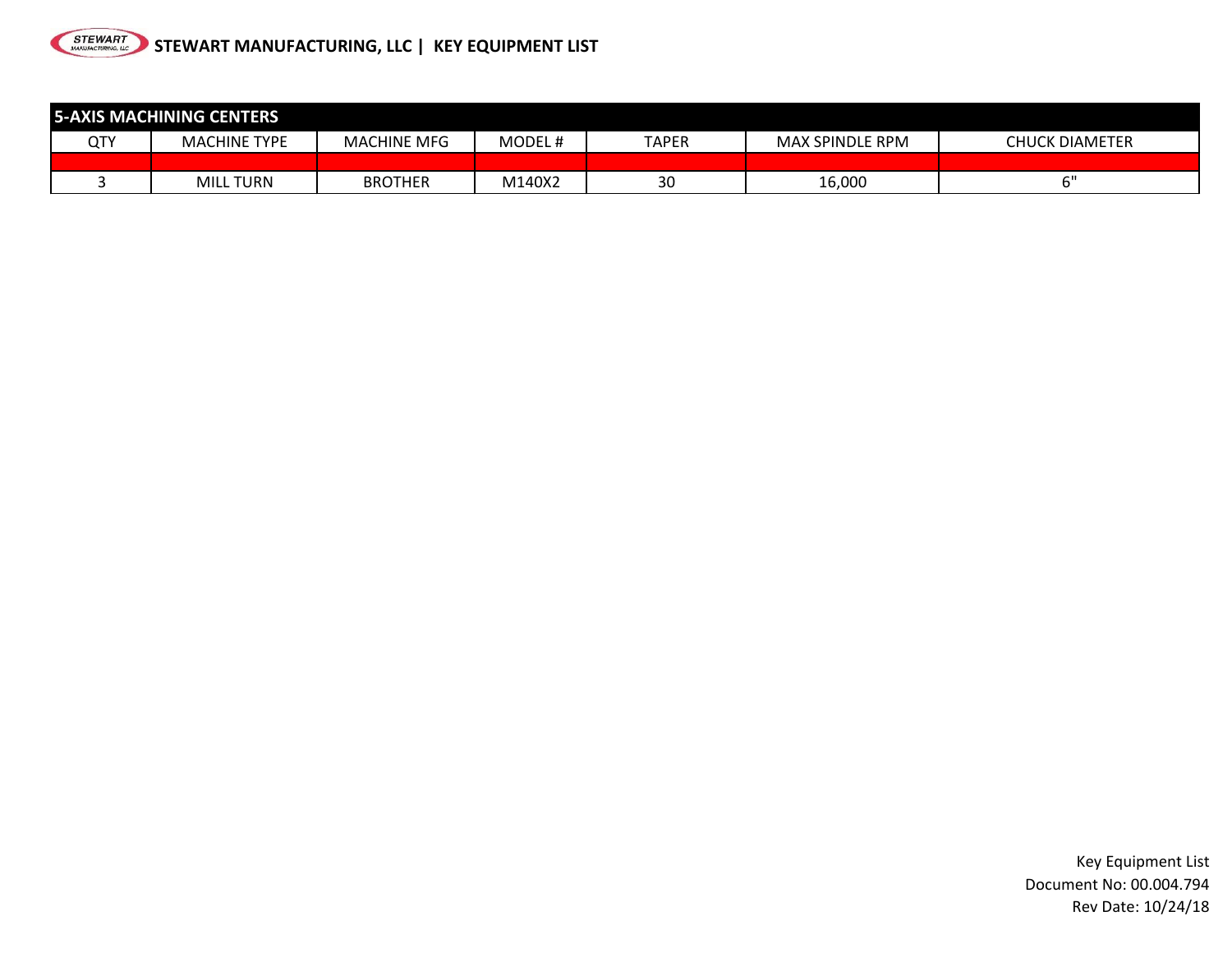# STEWART MANUFACTURING, LLC | KEY EQUIPMENT LIST

| 5-AXIS MACHINING CENTERS | | | | | | |
|---|---|---|---|---|---|---|
| QTY | MACHINE TYPE | MACHINE MFG | MODEL # | TAPER | MAX SPINDLE RPM | CHUCK DIAMETER |
| | | | | | | |
| 3 | MILL TURN | BROTHER | M140X2 | 30 | 16,000 | 6" |

Key Equipment List
Document No: 00.004.794
Rev Date: 10/24/18